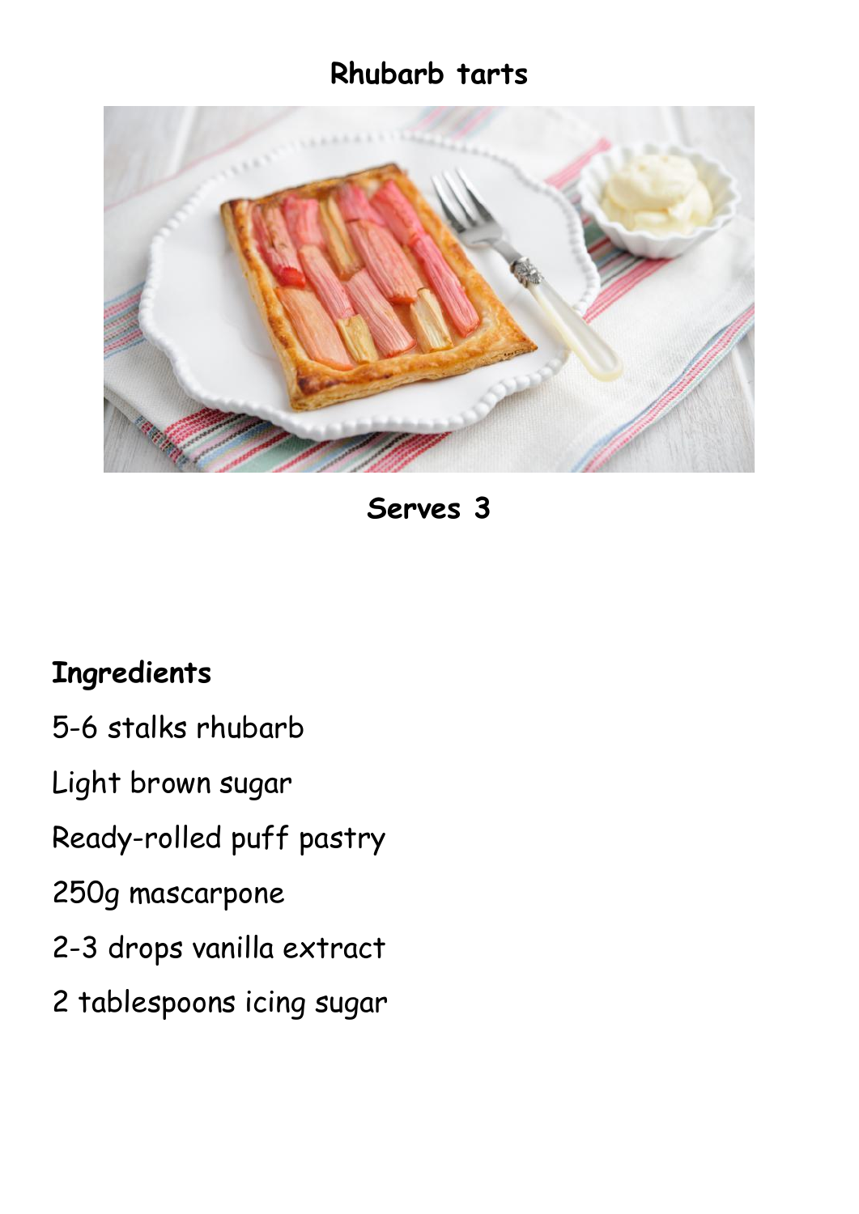# Rhubarb tarts

**Serves 3**

## Ingredients

5-6 stalks rhubarb

Light brown sugar

Ready-rolled puff pastry

250g mascarpone

2-3 drops vanilla extract

2 tablespoons icing sugar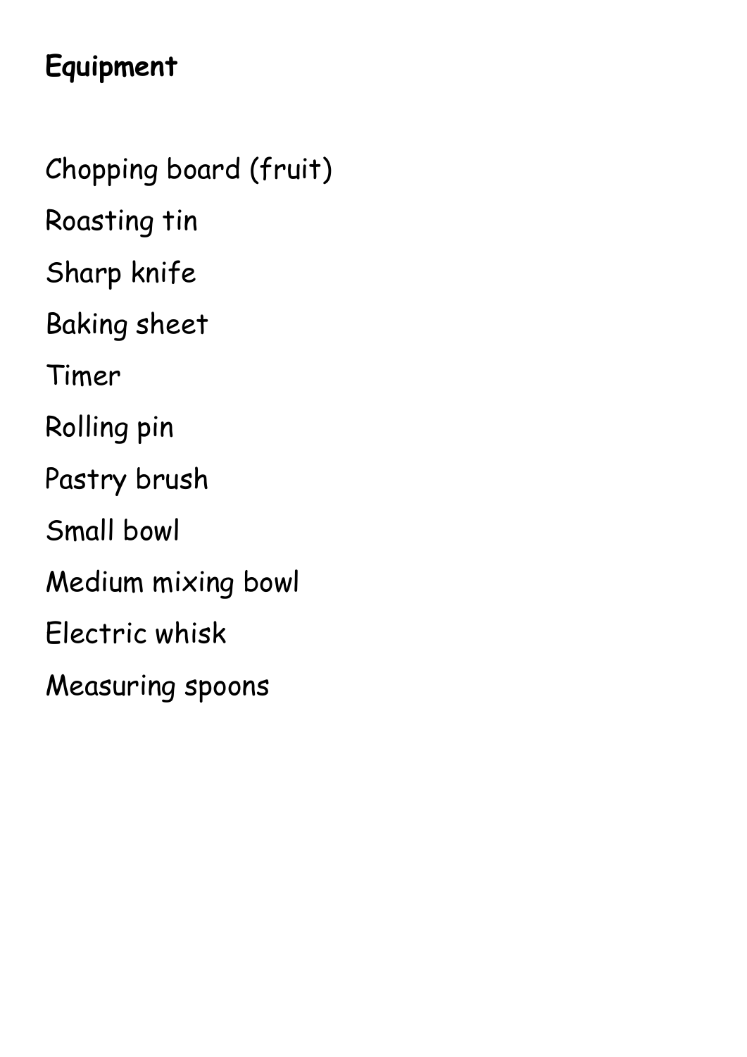**Equipment**

Chopping board (fruit)

Roasting tin

Sharp knife

Baking sheet

Timer

Rolling pin

Pastry brush

Small bowl

Medium mixing bowl

Electric whisk

Measuring spoons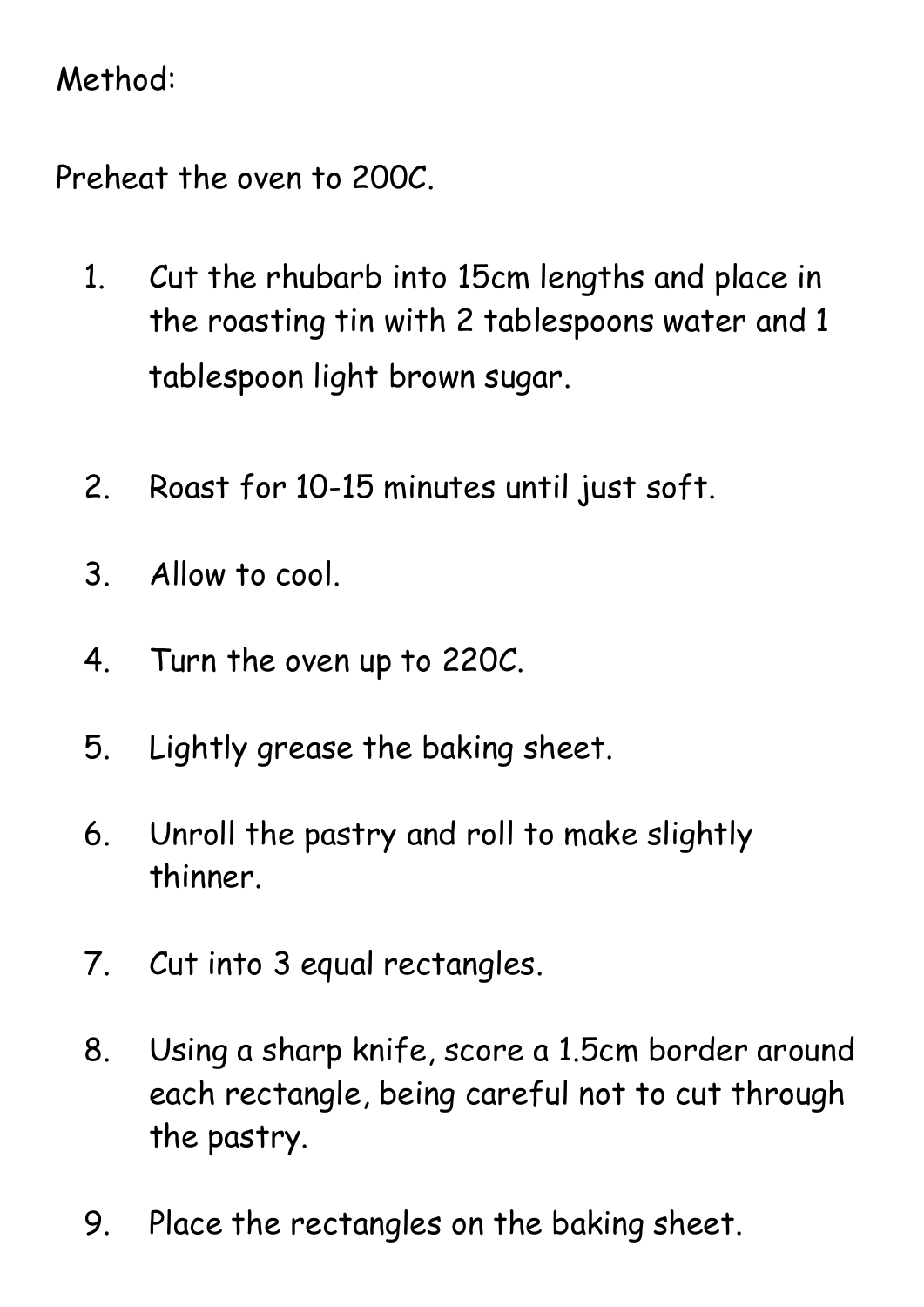Method:

Preheat the oven to 200C.

1. Cut the rhubarb into 15cm lengths and place in the roasting tin with 2 tablespoons water and 1 tablespoon light brown sugar.
2. Roast for 10-15 minutes until just soft.
3. Allow to cool.
4. Turn the oven up to 220C.
5. Lightly grease the baking sheet.
6. Unroll the pastry and roll to make slightly thinner.
7. Cut into 3 equal rectangles.
8. Using a sharp knife, score a 1.5cm border around each rectangle, being careful not to cut through the pastry.
9. Place the rectangles on the baking sheet.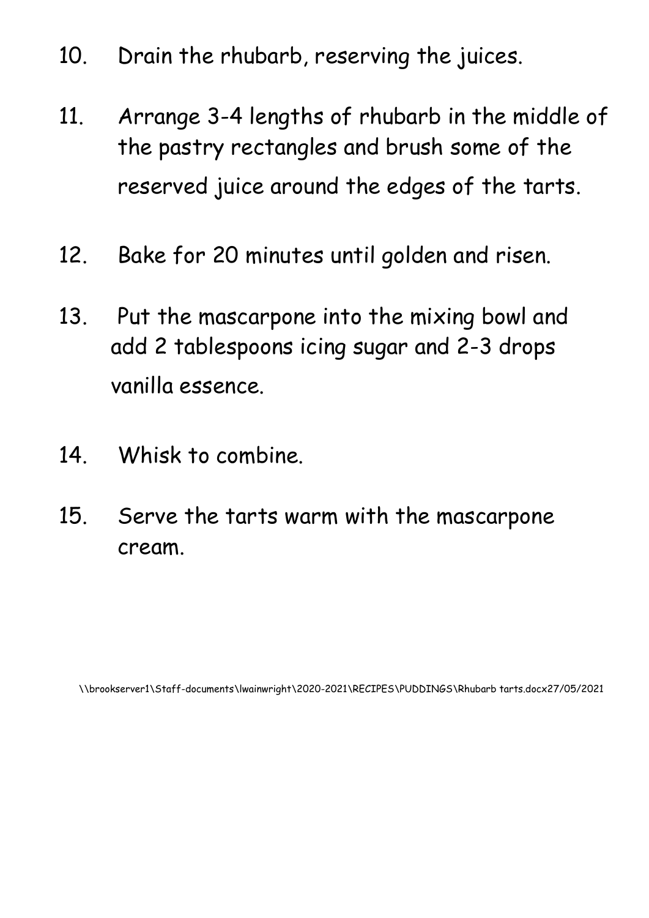10. Drain the rhubarb, reserving the juices.
11. Arrange 3-4 lengths of rhubarb in the middle of the pastry rectangles and brush some of the reserved juice around the edges of the tarts.
12. Bake for 20 minutes until golden and risen.
13. Put the mascarpone into the mixing bowl and add 2 tablespoons icing sugar and 2-3 drops vanilla essence.
14. Whisk to combine.
15. Serve the tarts warm with the mascarpone cream.